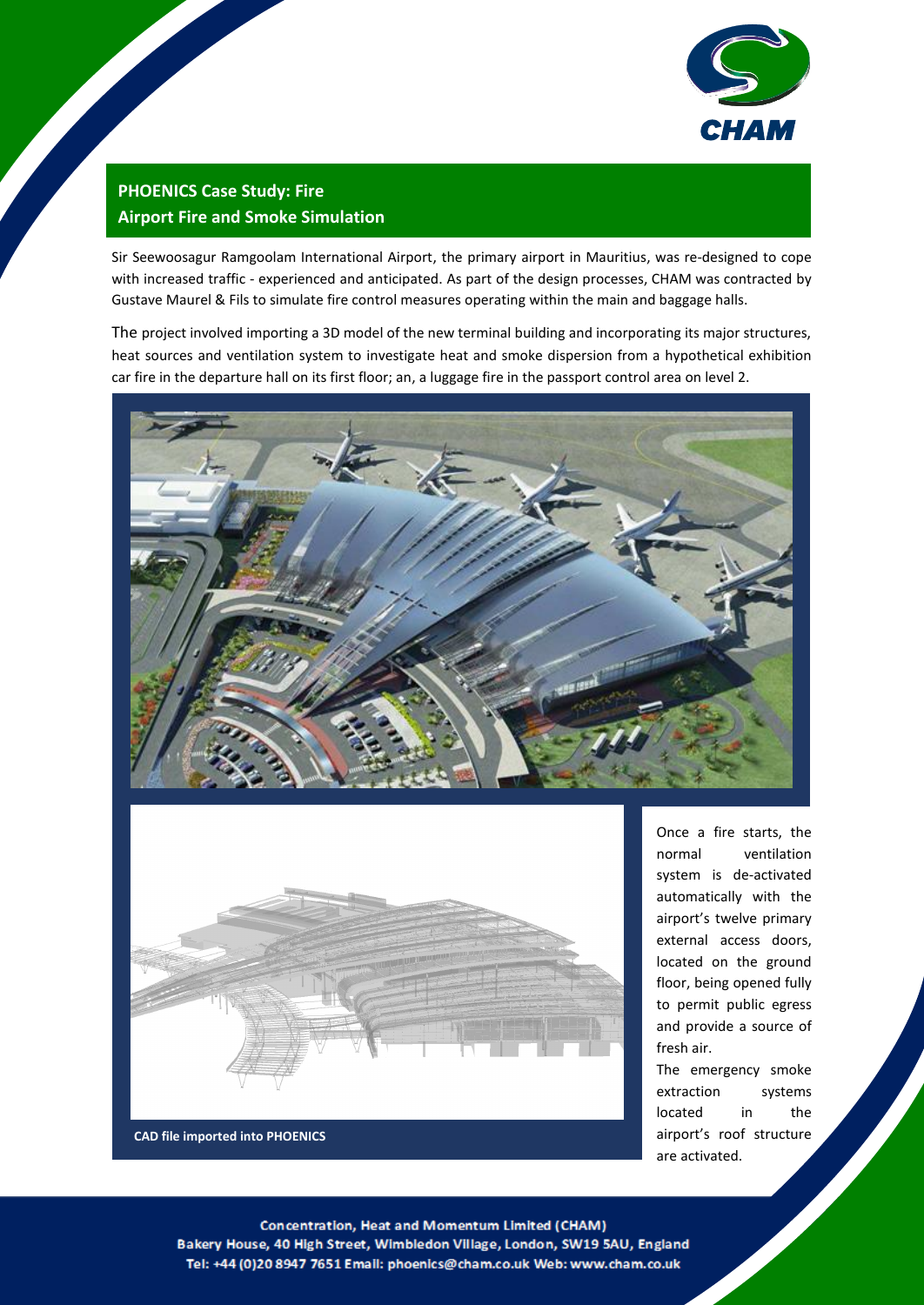## PHOENICS Case Study: Fire
## Airport Fire and Smoke Simulation

Sir Seewoosagur Ramgoolam International Airport, the primary airport in Mauritius, was re-designed to cope with increased traffic - experienced and anticipated. As part of the design processes, CHAM was contracted by Gustave Maurel & Fils to simulate fire control measures operating within the main and baggage halls.

The project involved importing a 3D model of the new terminal building and incorporating its major structures, heat sources and ventilation system to investigate heat and smoke dispersion from a hypothetical exhibition car fire in the departure hall on its first floor; an, a luggage fire in the passport control area on level 2.

CAD file imported into PHOENICS

Once a fire starts, the normal ventilation system is de-activated automatically with the airport's twelve primary external access doors, located on the ground floor, being opened fully to permit public egress and provide a source of fresh air.

The emergency smoke extraction systems located in the airport's roof structure are activated.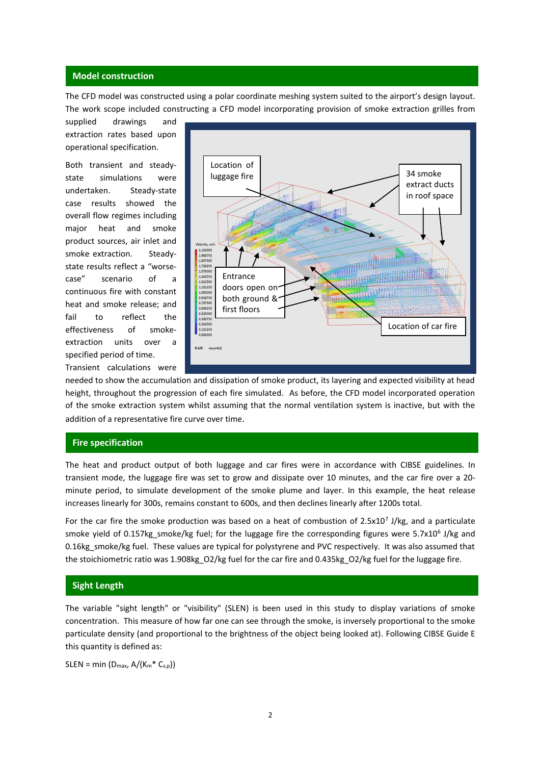## Model construction

The CFD model was constructed using a polar coordinate meshing system suited to the airport's design layout. The work scope included constructing a CFD model incorporating provision of smoke extraction grilles from supplied drawings and extraction rates based upon operational specification.

Both transient and steady-state simulations were undertaken. Steady-state case results showed the overall flow regimes including major heat and smoke product sources, air inlet and smoke extraction. Steady-state results reflect a "worse-case" scenario of a continuous fire with constant heat and smoke release; and fail to reflect the effectiveness of smoke-extraction units over a specified period of time. Transient calculations were needed to show the accumulation and dissipation of smoke product, its layering and expected visibility at head height, throughout the progression of each fire simulated. As before, the CFD model incorporated operation of the smoke extraction system whilst assuming that the normal ventilation system is inactive, but with the addition of a representative fire curve over time.

## Fire specification

The heat and product output of both luggage and car fires were in accordance with CIBSE guidelines. In transient mode, the luggage fire was set to grow and dissipate over 10 minutes, and the car fire over a 20-minute period, to simulate development of the smoke plume and layer. In this example, the heat release increases linearly for 300s, remains constant to 600s, and then declines linearly after 1200s total.

For the car fire the smoke production was based on a heat of combustion of $2.5 \times 10^7$ J/kg, and a particulate smoke yield of 0.157kg_smoke/kg fuel; for the luggage fire the corresponding figures were $5.7 \times 10^6$ J/kg and 0.16kg_smoke/kg fuel. These values are typical for polystyrene and PVC respectively. It was also assumed that the stoichiometric ratio was 1.908kg_O2/kg fuel for the car fire and 0.435kg_O2/kg fuel for the luggage fire.

## Sight Length

The variable "sight length" or "visibility" (SLEN) is been used in this study to display variations of smoke concentration. This measure of how far one can see through the smoke, is inversely proportional to the smoke particulate density (and proportional to the brightness of the object being looked at). Following CIBSE Guide E this quantity is defined as:

$$SLEN = \min (D_{max}, A/(K_m * C_{s,p}))$$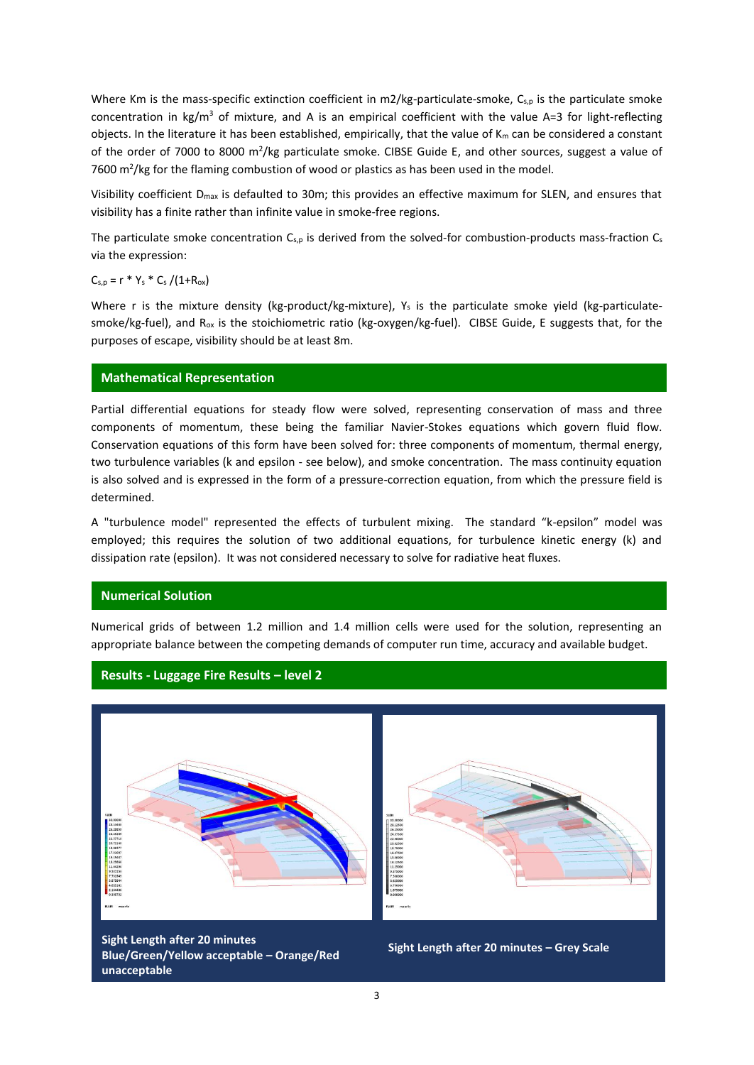Where Km is the mass-specific extinction coefficient in m2/kg-particulate-smoke, $C_{s,p}$ is the particulate smoke concentration in $kg/m^3$ of mixture, and A is an empirical coefficient with the value A=3 for light-reflecting objects. In the literature it has been established, empirically, that the value of $K_m$ can be considered a constant of the order of 7000 to 8000 $m^2/kg$ particulate smoke. CIBSE Guide E, and other sources, suggest a value of 7600 $m^2/kg$ for the flaming combustion of wood or plastics as has been used in the model.

Visibility coefficient $D_{max}$ is defaulted to 30m; this provides an effective maximum for SLEN, and ensures that visibility has a finite rather than infinite value in smoke-free regions.

The particulate smoke concentration $C_{s,p}$ is derived from the solved-for combustion-products mass-fraction $C_s$ via the expression:

$$C_{s,p} = r * Y_s * C_s /(1+R_{ox})$$

Where r is the mixture density (kg-product/kg-mixture), $Y_s$ is the particulate smoke yield (kg-particulate-smoke/kg-fuel), and $R_{ox}$ is the stoichiometric ratio (kg-oxygen/kg-fuel). CIBSE Guide, E suggests that, for the purposes of escape, visibility should be at least 8m.

## Mathematical Representation

Partial differential equations for steady flow were solved, representing conservation of mass and three components of momentum, these being the familiar Navier-Stokes equations which govern fluid flow. Conservation equations of this form have been solved for: three components of momentum, thermal energy, two turbulence variables (k and epsilon - see below), and smoke concentration. The mass continuity equation is also solved and is expressed in the form of a pressure-correction equation, from which the pressure field is determined.

A "turbulence model" represented the effects of turbulent mixing. The standard "k-epsilon" model was employed; this requires the solution of two additional equations, for turbulence kinetic energy (k) and dissipation rate (epsilon). It was not considered necessary to solve for radiative heat fluxes.

## Numerical Solution

Numerical grids of between 1.2 million and 1.4 million cells were used for the solution, representing an appropriate balance between the competing demands of computer run time, accuracy and available budget.

## Results - Luggage Fire Results – level 2

**Sight Length after 20 minutes Blue/Green/Yellow acceptable – Orange/Red unacceptable**

**Sight Length after 20 minutes – Grey Scale**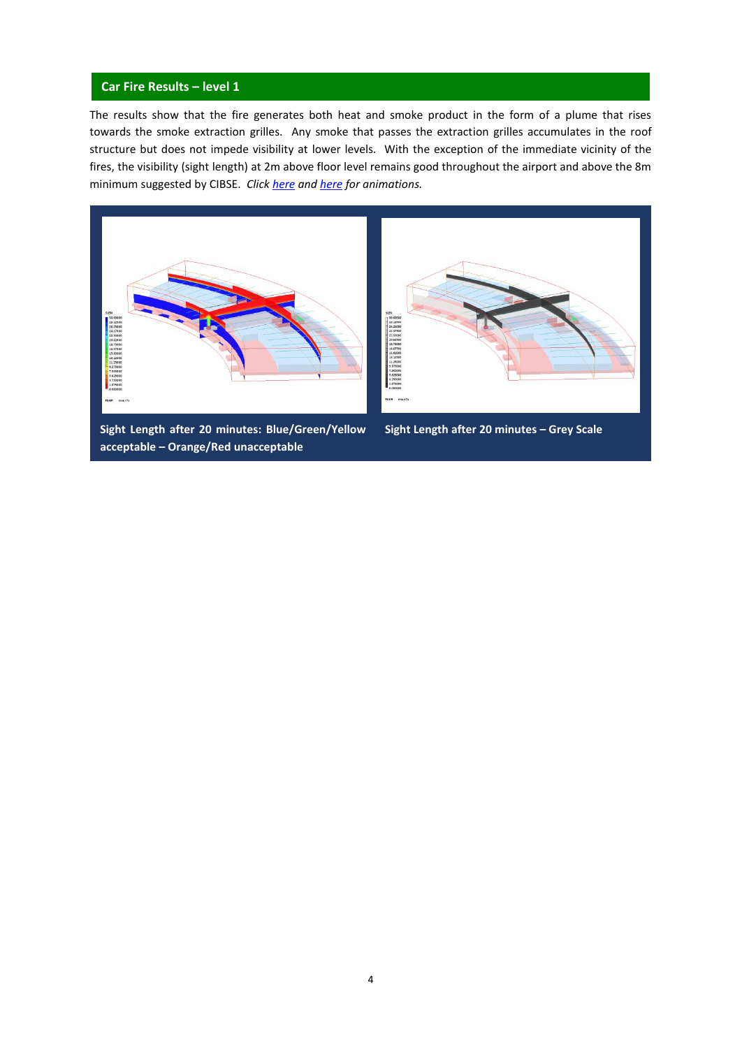## Car Fire Results – level 1

The results show that the fire generates both heat and smoke product in the form of a plume that rises towards the smoke extraction grilles. Any smoke that passes the extraction grilles accumulates in the roof structure but does not impede visibility at lower levels. With the exception of the immediate vicinity of the fires, the visibility (sight length) at 2m above floor level remains good throughout the airport and above the 8m minimum suggested by CIBSE. *Click [here]() and [here]() for animations.*

**Sight Length after 20 minutes: Blue/Green/Yellow acceptable – Orange/Red unacceptable**

**Sight Length after 20 minutes – Grey Scale**